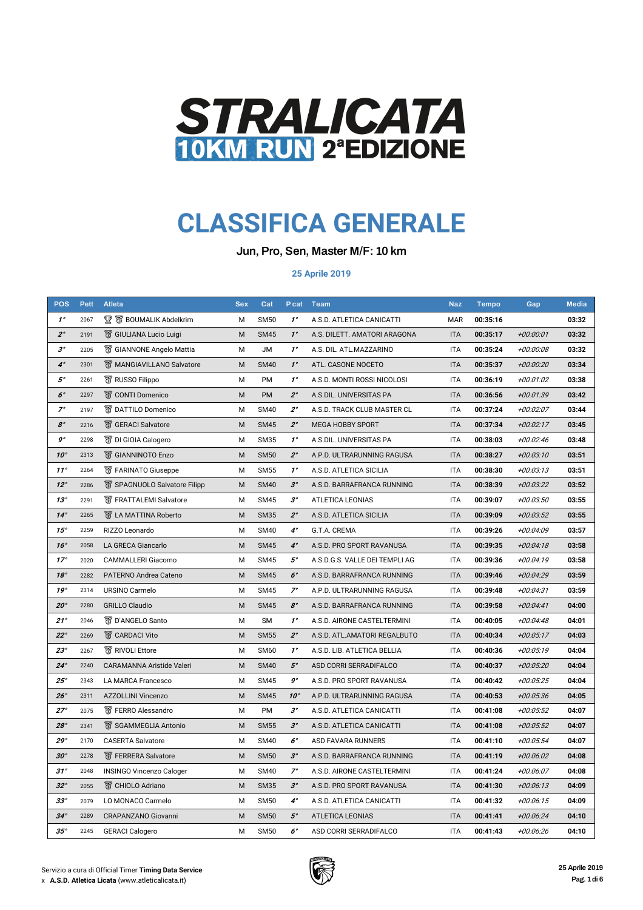# STRALICATA 10KM RUN 2ªEDIZIONE

# CLASSIFICA GENERALE

**Jun, Pro, Sen, Master M/F: 10 km**

**25 Aprile 2019**

| POS | Pett | Atleta | Sex | Cat | P cat | Team | Naz | Tempo | Gap | Media |
|---|---|---|---|---|---|---|---|---|---|---|
| 1° | 2067 | BOUMALIK Abdelkrim | M | SM50 | 1° | A.S.D. ATLETICA CANICATTI | MAR | 00:35:16 | | 03:32 |
| 2° | 2191 | GIULIANA Lucio Luigi | M | SM45 | 1° | A.S. DILETT. AMATORI ARAGONA | ITA | 00:35:17 | +00:00:01 | 03:32 |
| 3° | 2205 | GIANNONE Angelo Mattia | M | JM | 1° | A.S. DIL. ATL.MAZZARINO | ITA | 00:35:24 | +00:00:08 | 03:32 |
| 4° | 2301 | MANGIAVILLANO Salvatore | M | SM40 | 1° | ATL. CASONE NOCETO | ITA | 00:35:37 | +00:00:20 | 03:34 |
| 5° | 2261 | RUSSO Filippo | M | PM | 1° | A.S.D. MONTI ROSSI NICOLOSI | ITA | 00:36:19 | +00:01:02 | 03:38 |
| 6° | 2297 | CONTI Domenico | M | PM | 2° | A.S.DIL. UNIVERSITAS PA | ITA | 00:36:56 | +00:01:39 | 03:42 |
| 7° | 2197 | DATTILO Domenico | M | SM40 | 2° | A.S.D. TRACK CLUB MASTER CL | ITA | 00:37:24 | +00:02:07 | 03:44 |
| 8° | 2216 | GERACI Salvatore | M | SM45 | 2° | MEGA HOBBY SPORT | ITA | 00:37:34 | +00:02:17 | 03:45 |
| 9° | 2298 | DI GIOIA Calogero | M | SM35 | 1° | A.S.DIL. UNIVERSITAS PA | ITA | 00:38:03 | +00:02:46 | 03:48 |
| 10° | 2313 | GIANNINOTO Enzo | M | SM50 | 2° | A.P.D. ULTRARUNNING RAGUSA | ITA | 00:38:27 | +00:03:10 | 03:51 |
| 11° | 2264 | FARINATO Giuseppe | M | SM55 | 1° | A.S.D. ATLETICA SICILIA | ITA | 00:38:30 | +00:03:13 | 03:51 |
| 12° | 2286 | SPAGNUOLO Salvatore Filipp | M | SM40 | 3° | A.S.D. BARRAFRANCA RUNNING | ITA | 00:38:39 | +00:03:22 | 03:52 |
| 13° | 2291 | FRATTALEMI Salvatore | M | SM45 | 3° | ATLETICA LEONIAS | ITA | 00:39:07 | +00:03:50 | 03:55 |
| 14° | 2265 | LA MATTINA Roberto | M | SM35 | 2° | A.S.D. ATLETICA SICILIA | ITA | 00:39:09 | +00:03:52 | 03:55 |
| 15° | 2259 | RIZZO Leonardo | M | SM40 | 4° | G.T.A. CREMA | ITA | 00:39:26 | +00:04:09 | 03:57 |
| 16° | 2058 | LA GRECA Giancarlo | M | SM45 | 4° | A.S.D. PRO SPORT RAVANUSA | ITA | 00:39:35 | +00:04:18 | 03:58 |
| 17° | 2020 | CAMMALLERI Giacomo | M | SM45 | 5° | A.S.D.G.S. VALLE DEI TEMPLI AG | ITA | 00:39:36 | +00:04:19 | 03:58 |
| 18° | 2282 | PATERNO Andrea Cateno | M | SM45 | 6° | A.S.D. BARRAFRANCA RUNNING | ITA | 00:39:46 | +00:04:29 | 03:59 |
| 19° | 2314 | URSINO Carmelo | M | SM45 | 7° | A.P.D. ULTRARUNNING RAGUSA | ITA | 00:39:48 | +00:04:31 | 03:59 |
| 20° | 2280 | GRILLO Claudio | M | SM45 | 8° | A.S.D. BARRAFRANCA RUNNING | ITA | 00:39:58 | +00:04:41 | 04:00 |
| 21° | 2046 | D'ANGELO Santo | M | SM | 1° | A.S.D. AIRONE CASTELTERMINI | ITA | 00:40:05 | +00:04:48 | 04:01 |
| 22° | 2269 | CARDACI Vito | M | SM55 | 2° | A.S.D. ATL.AMATORI REGALBUTO | ITA | 00:40:34 | +00:05:17 | 04:03 |
| 23° | 2267 | RIVOLI Ettore | M | SM60 | 1° | A.S.D. LIB. ATLETICA BELLIA | ITA | 00:40:36 | +00:05:19 | 04:04 |
| 24° | 2240 | CARAMANNA Aristide Valeri | M | SM40 | 5° | ASD CORRI SERRADIFALCO | ITA | 00:40:37 | +00:05:20 | 04:04 |
| 25° | 2343 | LA MARCA Francesco | M | SM45 | 9° | A.S.D. PRO SPORT RAVANUSA | ITA | 00:40:42 | +00:05:25 | 04:04 |
| 26° | 2311 | AZZOLLINI Vincenzo | M | SM45 | 10° | A.P.D. ULTRARUNNING RAGUSA | ITA | 00:40:53 | +00:05:36 | 04:05 |
| 27° | 2075 | FERRO Alessandro | M | PM | 3° | A.S.D. ATLETICA CANICATTI | ITA | 00:41:08 | +00:05:52 | 04:07 |
| 28° | 2341 | SGAMMEGLIA Antonio | M | SM55 | 3° | A.S.D. ATLETICA CANICATTI | ITA | 00:41:08 | +00:05:52 | 04:07 |
| 29° | 2170 | CASERTA Salvatore | M | SM40 | 6° | ASD FAVARA RUNNERS | ITA | 00:41:10 | +00:05:54 | 04:07 |
| 30° | 2278 | FERRERA Salvatore | M | SM50 | 3° | A.S.D. BARRAFRANCA RUNNING | ITA | 00:41:19 | +00:06:02 | 04:08 |
| 31° | 2048 | INSINGO Vincenzo Caloger | M | SM40 | 7° | A.S.D. AIRONE CASTELTERMINI | ITA | 00:41:24 | +00:06:07 | 04:08 |
| 32° | 2055 | CHIOLO Adriano | M | SM35 | 3° | A.S.D. PRO SPORT RAVANUSA | ITA | 00:41:30 | +00:06:13 | 04:09 |
| 33° | 2079 | LO MONACO Carmelo | M | SM50 | 4° | A.S.D. ATLETICA CANICATTI | ITA | 00:41:32 | +00:06:15 | 04:09 |
| 34° | 2289 | CRAPANZANO Giovanni | M | SM50 | 5° | ATLETICA LEONIAS | ITA | 00:41:41 | +00:06:24 | 04:10 |
| 35° | 2245 | GERACI Calogero | M | SM50 | 6° | ASD CORRI SERRADIFALCO | ITA | 00:41:43 | +00:06:26 | 04:10 |

Servizio a cura di Official Timer **Timing Data Service**
x **A.S.D. Atletica Licata** (www.atleticalicata.it)

**25 Aprile 2019**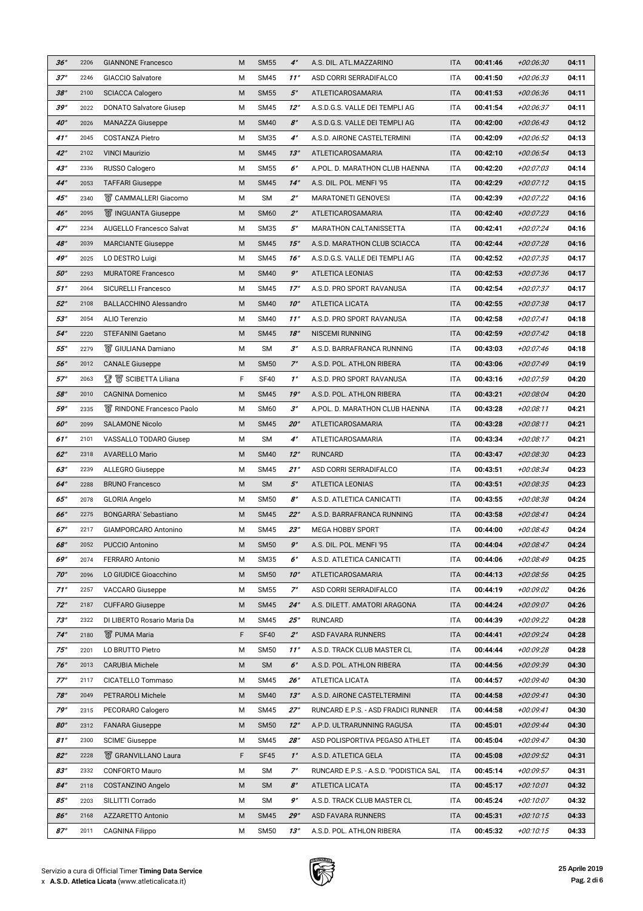| 36° | 2206 | GIANNONE Francesco | M | SM55 | 4° | A.S. DIL. ATL.MAZZARINO | ITA | 00:41:46 | +00:06:30 | 04:11 |
|---|---|---|---|---|---|---|---|---|---|---|
| 37° | 2246 | GIACCIO Salvatore | M | SM45 | 11° | ASD CORRI SERRADIFALCO | ITA | 00:41:50 | +00:06:33 | 04:11 |
| 38° | 2100 | SCIACCA Calogero | M | SM55 | 5° | ATLETICAROSAMARIA | ITA | 00:41:53 | +00:06:36 | 04:11 |
| 39° | 2022 | DONATO Salvatore Giusep | M | SM45 | 12° | A.S.D.G.S. VALLE DEI TEMPLI AG | ITA | 00:41:54 | +00:06:37 | 04:11 |
| 40° | 2026 | MANAZZA Giuseppe | M | SM40 | 8° | A.S.D.G.S. VALLE DEI TEMPLI AG | ITA | 00:42:00 | +00:06:43 | 04:12 |
| 41° | 2045 | COSTANZA Pietro | M | SM35 | 4° | A.S.D. AIRONE CASTELTERMINI | ITA | 00:42:09 | +00:06:52 | 04:13 |
| 42° | 2102 | VINCI Maurizio | M | SM45 | 13° | ATLETICAROSAMARIA | ITA | 00:42:10 | +00:06:54 | 04:13 |
| 43° | 2336 | RUSSO Calogero | M | SM55 | 6° | A.POL. D. MARATHON CLUB HAENNA | ITA | 00:42:20 | +00:07:03 | 04:14 |
| 44° | 2053 | TAFFARI Giuseppe | M | SM45 | 14° | A.S. DIL. POL. MENFI '95 | ITA | 00:42:29 | +00:07:12 | 04:15 |
| 45° | 2340 | CAMMALLERI Giacomo | M | SM | 2° | MARATONETI GENOVESI | ITA | 00:42:39 | +00:07:22 | 04:16 |
| 46° | 2095 | INGUANTA Giuseppe | M | SM60 | 2° | ATLETICAROSAMARIA | ITA | 00:42:40 | +00:07:23 | 04:16 |
| 47° | 2234 | AUGELLO Francesco Salvat | M | SM35 | 5° | MARATHON CALTANISSETTA | ITA | 00:42:41 | +00:07:24 | 04:16 |
| 48° | 2039 | MARCIANTE Giuseppe | M | SM45 | 15° | A.S.D. MARATHON CLUB SCIACCA | ITA | 00:42:44 | +00:07:28 | 04:16 |
| 49° | 2025 | LO DESTRO Luigi | M | SM45 | 16° | A.S.D.G.S. VALLE DEI TEMPLI AG | ITA | 00:42:52 | +00:07:35 | 04:17 |
| 50° | 2293 | MURATORE Francesco | M | SM40 | 9° | ATLETICA LEONIAS | ITA | 00:42:53 | +00:07:36 | 04:17 |
| 51° | 2064 | SICURELLI Francesco | M | SM45 | 17° | A.S.D. PRO SPORT RAVANUSA | ITA | 00:42:54 | +00:07:37 | 04:17 |
| 52° | 2108 | BALLACCHINO Alessandro | M | SM40 | 10° | ATLETICA LICATA | ITA | 00:42:55 | +00:07:38 | 04:17 |
| 53° | 2054 | ALIO Terenzio | M | SM40 | 11° | A.S.D. PRO SPORT RAVANUSA | ITA | 00:42:58 | +00:07:41 | 04:18 |
| 54° | 2220 | STEFANINI Gaetano | M | SM45 | 18° | NISCEMI RUNNING | ITA | 00:42:59 | +00:07:42 | 04:18 |
| 55° | 2279 | GIULIANA Damiano | M | SM | 3° | A.S.D. BARRAFRANCA RUNNING | ITA | 00:43:03 | +00:07:46 | 04:18 |
| 56° | 2012 | CANALE Giuseppe | M | SM50 | 7° | A.S.D. POL. ATHLON RIBERA | ITA | 00:43:06 | +00:07:49 | 04:19 |
| 57° | 2063 | SCIBETTA Liliana | F | SF40 | 1° | A.S.D. PRO SPORT RAVANUSA | ITA | 00:43:16 | +00:07:59 | 04:20 |
| 58° | 2010 | CAGNINA Domenico | M | SM45 | 19° | A.S.D. POL. ATHLON RIBERA | ITA | 00:43:21 | +00:08:04 | 04:20 |
| 59° | 2335 | RINDONE Francesco Paolo | M | SM60 | 3° | A.POL. D. MARATHON CLUB HAENNA | ITA | 00:43:28 | +00:08:11 | 04:21 |
| 60° | 2099 | SALAMONE Nicolo | M | SM45 | 20° | ATLETICAROSAMARIA | ITA | 00:43:28 | +00:08:11 | 04:21 |
| 61° | 2101 | VASSALLO TODARO Giusep | M | SM | 4° | ATLETICAROSAMARIA | ITA | 00:43:34 | +00:08:17 | 04:21 |
| 62° | 2318 | AVARELLO Mario | M | SM40 | 12° | RUNCARD | ITA | 00:43:47 | +00:08:30 | 04:23 |
| 63° | 2239 | ALLEGRO Giuseppe | M | SM45 | 21° | ASD CORRI SERRADIFALCO | ITA | 00:43:51 | +00:08:34 | 04:23 |
| 64° | 2288 | BRUNO Francesco | M | SM | 5° | ATLETICA LEONIAS | ITA | 00:43:51 | +00:08:35 | 04:23 |
| 65° | 2078 | GLORIA Angelo | M | SM50 | 8° | A.S.D. ATLETICA CANICATTI | ITA | 00:43:55 | +00:08:38 | 04:24 |
| 66° | 2275 | BONGARRA' Sebastiano | M | SM45 | 22° | A.S.D. BARRAFRANCA RUNNING | ITA | 00:43:58 | +00:08:41 | 04:24 |
| 67° | 2217 | GIAMPORCARO Antonino | M | SM45 | 23° | MEGA HOBBY SPORT | ITA | 00:44:00 | +00:08:43 | 04:24 |
| 68° | 2052 | PUCCIO Antonino | M | SM50 | 9° | A.S. DIL. POL. MENFI '95 | ITA | 00:44:04 | +00:08:47 | 04:24 |
| 69° | 2074 | FERRARO Antonio | M | SM35 | 6° | A.S.D. ATLETICA CANICATTI | ITA | 00:44:06 | +00:08:49 | 04:25 |
| 70° | 2096 | LO GIUDICE Gioacchino | M | SM50 | 10° | ATLETICAROSAMARIA | ITA | 00:44:13 | +00:08:56 | 04:25 |
| 71° | 2257 | VACCARO Giuseppe | M | SM55 | 7° | ASD CORRI SERRADIFALCO | ITA | 00:44:19 | +00:09:02 | 04:26 |
| 72° | 2187 | CUFFARO Giuseppe | M | SM45 | 24° | A.S. DILETT. AMATORI ARAGONA | ITA | 00:44:24 | +00:09:07 | 04:26 |
| 73° | 2322 | DI LIBERTO Rosario Maria Da | M | SM45 | 25° | RUNCARD | ITA | 00:44:39 | +00:09:22 | 04:28 |
| 74° | 2180 | PUMA Maria | F | SF40 | 2° | ASD FAVARA RUNNERS | ITA | 00:44:41 | +00:09:24 | 04:28 |
| 75° | 2201 | LO BRUTTO Pietro | M | SM50 | 11° | A.S.D. TRACK CLUB MASTER CL | ITA | 00:44:44 | +00:09:28 | 04:28 |
| 76° | 2013 | CARUBIA Michele | M | SM | 6° | A.S.D. POL. ATHLON RIBERA | ITA | 00:44:56 | +00:09:39 | 04:30 |
| 77° | 2117 | CICATELLO Tommaso | M | SM45 | 26° | ATLETICA LICATA | ITA | 00:44:57 | +00:09:40 | 04:30 |
| 78° | 2049 | PETRAROLI Michele | M | SM40 | 13° | A.S.D. AIRONE CASTELTERMINI | ITA | 00:44:58 | +00:09:41 | 04:30 |
| 79° | 2315 | PECORARO Calogero | M | SM45 | 27° | RUNCARD E.P.S. - ASD FRADICI RUNNER | ITA | 00:44:58 | +00:09:41 | 04:30 |
| 80° | 2312 | FANARA Giuseppe | M | SM50 | 12° | A.P.D. ULTRARUNNING RAGUSA | ITA | 00:45:01 | +00:09:44 | 04:30 |
| 81° | 2300 | SCIME' Giuseppe | M | SM45 | 28° | ASD POLISPORTIVA PEGASO ATHLET | ITA | 00:45:04 | +00:09:47 | 04:30 |
| 82° | 2228 | GRANVILLANO Laura | F | SF45 | 1° | A.S.D. ATLETICA GELA | ITA | 00:45:08 | +00:09:52 | 04:31 |
| 83° | 2332 | CONFORTO Mauro | M | SM | 7° | RUNCARD E.P.S. - A.S.D. "PODISTICA SAL | ITA | 00:45:14 | +00:09:57 | 04:31 |
| 84° | 2118 | COSTANZINO Angelo | M | SM | 8° | ATLETICA LICATA | ITA | 00:45:17 | +00:10:01 | 04:32 |
| 85° | 2203 | SILLITTI Corrado | M | SM | 9° | A.S.D. TRACK CLUB MASTER CL | ITA | 00:45:24 | +00:10:07 | 04:32 |
| 86° | 2168 | AZZARETTO Antonio | M | SM45 | 29° | ASD FAVARA RUNNERS | ITA | 00:45:31 | +00:10:15 | 04:33 |
| 87° | 2011 | CAGNINA Filippo | M | SM50 | 13° | A.S.D. POL. ATHLON RIBERA | ITA | 00:45:32 | +00:10:15 | 04:33 |

Servizio a cura di Official Timer **Timing Data Service**
x **A.S.D. Atletica Licata** (www.atleticalicata.it)

**25 Aprile 2019**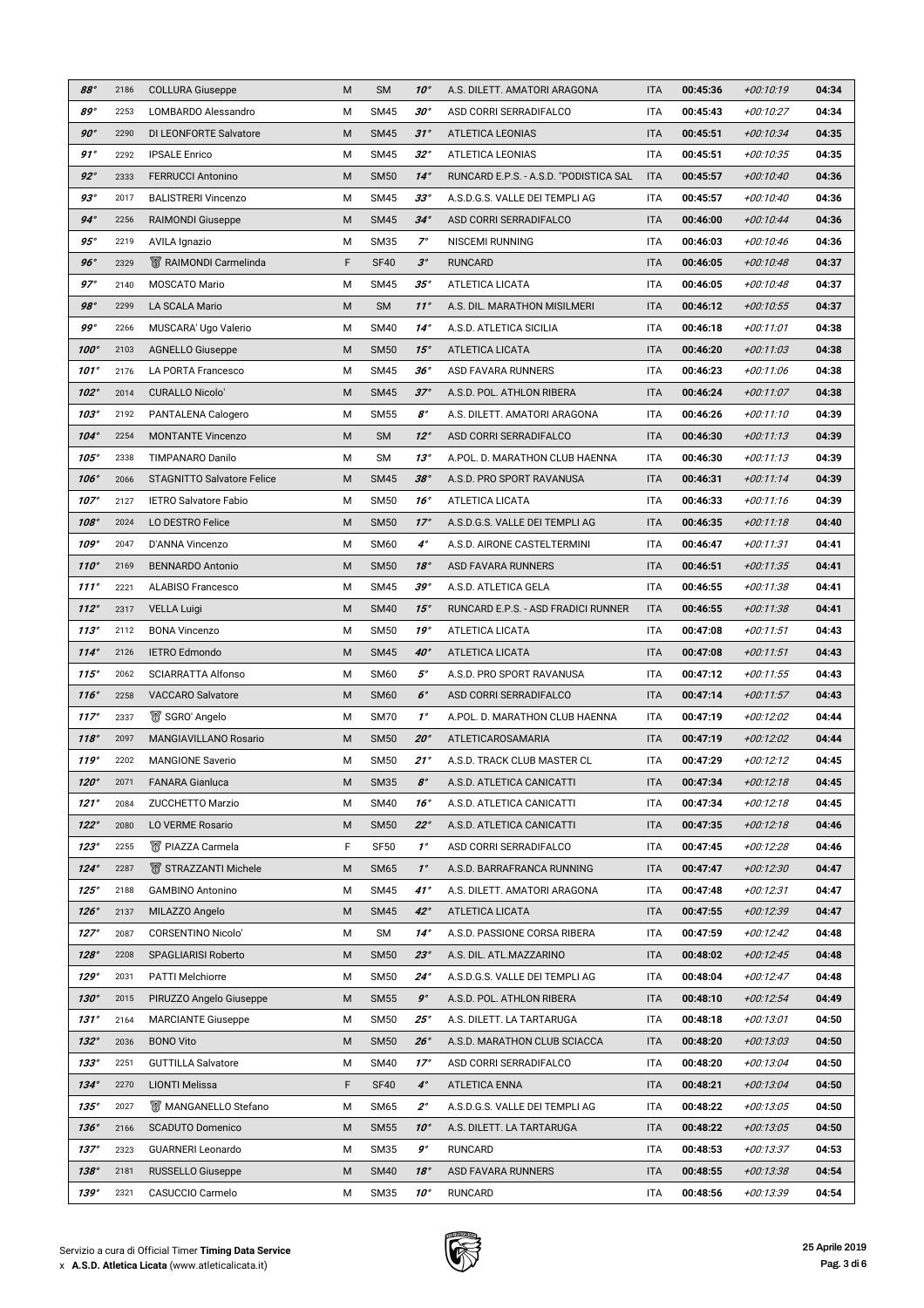| 88° | 2186 | COLLURA Giuseppe | M | SM | 10° | A.S. DILETT. AMATORI ARAGONA | ITA | 00:45:36 | +00:10:19 | 04:34 |
|---|---|---|---|---|---|---|---|---|---|---|
| 89° | 2253 | LOMBARDO Alessandro | M | SM45 | 30° | ASD CORRI SERRADIFALCO | ITA | 00:45:43 | +00:10:27 | 04:34 |
| 90° | 2290 | DI LEONFORTE Salvatore | M | SM45 | 31° | ATLETICA LEONIAS | ITA | 00:45:51 | +00:10:34 | 04:35 |
| 91° | 2292 | IPSALE Enrico | M | SM45 | 32° | ATLETICA LEONIAS | ITA | 00:45:51 | +00:10:35 | 04:35 |
| 92° | 2333 | FERRUCCI Antonino | M | SM50 | 14° | RUNCARD E.P.S. - A.S.D. "PODISTICA SAL | ITA | 00:45:57 | +00:10:40 | 04:36 |
| 93° | 2017 | BALISTRERI Vincenzo | M | SM45 | 33° | A.S.D.G.S. VALLE DEI TEMPLI AG | ITA | 00:45:57 | +00:10:40 | 04:36 |
| 94° | 2256 | RAIMONDI Giuseppe | M | SM45 | 34° | ASD CORRI SERRADIFALCO | ITA | 00:46:00 | +00:10:44 | 04:36 |
| 95° | 2219 | AVILA Ignazio | M | SM35 | 7° | NISCEMI RUNNING | ITA | 00:46:03 | +00:10:46 | 04:36 |
| 96° | 2329 | RAIMONDI Carmelinda | F | SF40 | 3° | RUNCARD | ITA | 00:46:05 | +00:10:48 | 04:37 |
| 97° | 2140 | MOSCATO Mario | M | SM45 | 35° | ATLETICA LICATA | ITA | 00:46:05 | +00:10:48 | 04:37 |
| 98° | 2299 | LA SCALA Mario | M | SM | 11° | A.S. DIL. MARATHON MISILMERI | ITA | 00:46:12 | +00:10:55 | 04:37 |
| 99° | 2266 | MUSCARA' Ugo Valerio | M | SM40 | 14° | A.S.D. ATLETICA SICILIA | ITA | 00:46:18 | +00:11:01 | 04:38 |
| 100° | 2103 | AGNELLO Giuseppe | M | SM50 | 15° | ATLETICA LICATA | ITA | 00:46:20 | +00:11:03 | 04:38 |
| 101° | 2176 | LA PORTA Francesco | M | SM45 | 36° | ASD FAVARA RUNNERS | ITA | 00:46:23 | +00:11:06 | 04:38 |
| 102° | 2014 | CURALLO Nicolo' | M | SM45 | 37° | A.S.D. POL. ATHLON RIBERA | ITA | 00:46:24 | +00:11:07 | 04:38 |
| 103° | 2192 | PANTALENA Calogero | M | SM55 | 8° | A.S. DILETT. AMATORI ARAGONA | ITA | 00:46:26 | +00:11:10 | 04:39 |
| 104° | 2254 | MONTANTE Vincenzo | M | SM | 12° | ASD CORRI SERRADIFALCO | ITA | 00:46:30 | +00:11:13 | 04:39 |
| 105° | 2338 | TIMPANARO Danilo | M | SM | 13° | A.POL. D. MARATHON CLUB HAENNA | ITA | 00:46:30 | +00:11:13 | 04:39 |
| 106° | 2066 | STAGNITTO Salvatore Felice | M | SM45 | 38° | A.S.D. PRO SPORT RAVANUSA | ITA | 00:46:31 | +00:11:14 | 04:39 |
| 107° | 2127 | IETRO Salvatore Fabio | M | SM50 | 16° | ATLETICA LICATA | ITA | 00:46:33 | +00:11:16 | 04:39 |
| 108° | 2024 | LO DESTRO Felice | M | SM50 | 17° | A.S.D.G.S. VALLE DEI TEMPLI AG | ITA | 00:46:35 | +00:11:18 | 04:40 |
| 109° | 2047 | D'ANNA Vincenzo | M | SM60 | 4° | A.S.D. AIRONE CASTELTERMINI | ITA | 00:46:47 | +00:11:31 | 04:41 |
| 110° | 2169 | BENNARDO Antonio | M | SM50 | 18° | ASD FAVARA RUNNERS | ITA | 00:46:51 | +00:11:35 | 04:41 |
| 111° | 2221 | ALABISO Francesco | M | SM45 | 39° | A.S.D. ATLETICA GELA | ITA | 00:46:55 | +00:11:38 | 04:41 |
| 112° | 2317 | VELLA Luigi | M | SM40 | 15° | RUNCARD E.P.S. - ASD FRADICI RUNNER | ITA | 00:46:55 | +00:11:38 | 04:41 |
| 113° | 2112 | BONA Vincenzo | M | SM50 | 19° | ATLETICA LICATA | ITA | 00:47:08 | +00:11:51 | 04:43 |
| 114° | 2126 | IETRO Edmondo | M | SM45 | 40° | ATLETICA LICATA | ITA | 00:47:08 | +00:11:51 | 04:43 |
| 115° | 2062 | SCIARRATTA Alfonso | M | SM60 | 5° | A.S.D. PRO SPORT RAVANUSA | ITA | 00:47:12 | +00:11:55 | 04:43 |
| 116° | 2258 | VACCARO Salvatore | M | SM60 | 6° | ASD CORRI SERRADIFALCO | ITA | 00:47:14 | +00:11:57 | 04:43 |
| 117° | 2337 | SGRO' Angelo | M | SM70 | 1° | A.POL. D. MARATHON CLUB HAENNA | ITA | 00:47:19 | +00:12:02 | 04:44 |
| 118° | 2097 | MANGIAVILLANO Rosario | M | SM50 | 20° | ATLETICAROSAMARIA | ITA | 00:47:19 | +00:12:02 | 04:44 |
| 119° | 2202 | MANGIONE Saverio | M | SM50 | 21° | A.S.D. TRACK CLUB MASTER CL | ITA | 00:47:29 | +00:12:12 | 04:45 |
| 120° | 2071 | FANARA Gianluca | M | SM35 | 8° | A.S.D. ATLETICA CANICATTI | ITA | 00:47:34 | +00:12:18 | 04:45 |
| 121° | 2084 | ZUCCHETTO Marzio | M | SM40 | 16° | A.S.D. ATLETICA CANICATTI | ITA | 00:47:34 | +00:12:18 | 04:45 |
| 122° | 2080 | LO VERME Rosario | M | SM50 | 22° | A.S.D. ATLETICA CANICATTI | ITA | 00:47:35 | +00:12:18 | 04:46 |
| 123° | 2255 | PIAZZA Carmela | F | SF50 | 1° | ASD CORRI SERRADIFALCO | ITA | 00:47:45 | +00:12:28 | 04:46 |
| 124° | 2287 | STRAZZANTI Michele | M | SM65 | 1° | A.S.D. BARRAFRANCA RUNNING | ITA | 00:47:47 | +00:12:30 | 04:47 |
| 125° | 2188 | GAMBINO Antonino | M | SM45 | 41° | A.S. DILETT. AMATORI ARAGONA | ITA | 00:47:48 | +00:12:31 | 04:47 |
| 126° | 2137 | MILAZZO Angelo | M | SM45 | 42° | ATLETICA LICATA | ITA | 00:47:55 | +00:12:39 | 04:47 |
| 127° | 2087 | CORSENTINO Nicolo' | M | SM | 14° | A.S.D. PASSIONE CORSA RIBERA | ITA | 00:47:59 | +00:12:42 | 04:48 |
| 128° | 2208 | SPAGLIARISI Roberto | M | SM50 | 23° | A.S. DIL. ATL.MAZZARINO | ITA | 00:48:02 | +00:12:45 | 04:48 |
| 129° | 2031 | PATTI Melchiorre | M | SM50 | 24° | A.S.D.G.S. VALLE DEI TEMPLI AG | ITA | 00:48:04 | +00:12:47 | 04:48 |
| 130° | 2015 | PIRUZZO Angelo Giuseppe | M | SM55 | 9° | A.S.D. POL. ATHLON RIBERA | ITA | 00:48:10 | +00:12:54 | 04:49 |
| 131° | 2164 | MARCIANTE Giuseppe | M | SM50 | 25° | A.S. DILETT. LA TARTARUGA | ITA | 00:48:18 | +00:13:01 | 04:50 |
| 132° | 2036 | BONO Vito | M | SM50 | 26° | A.S.D. MARATHON CLUB SCIACCA | ITA | 00:48:20 | +00:13:03 | 04:50 |
| 133° | 2251 | GUTTILLA Salvatore | M | SM40 | 17° | ASD CORRI SERRADIFALCO | ITA | 00:48:20 | +00:13:04 | 04:50 |
| 134° | 2270 | LIONTI Melissa | F | SF40 | 4° | ATLETICA ENNA | ITA | 00:48:21 | +00:13:04 | 04:50 |
| 135° | 2027 | MANGANELLO Stefano | M | SM65 | 2° | A.S.D.G.S. VALLE DEI TEMPLI AG | ITA | 00:48:22 | +00:13:05 | 04:50 |
| 136° | 2166 | SCADUTO Domenico | M | SM55 | 10° | A.S. DILETT. LA TARTARUGA | ITA | 00:48:22 | +00:13:05 | 04:50 |
| 137° | 2323 | GUARNERI Leonardo | M | SM35 | 9° | RUNCARD | ITA | 00:48:53 | +00:13:37 | 04:53 |
| 138° | 2181 | RUSSELLO Giuseppe | M | SM40 | 18° | ASD FAVARA RUNNERS | ITA | 00:48:55 | +00:13:38 | 04:54 |
| 139° | 2321 | CASUCCIO Carmelo | M | SM35 | 10° | RUNCARD | ITA | 00:48:56 | +00:13:39 | 04:54 |

Servizio a cura di Official Timer **Timing Data Service**
x **A.S.D. Atletica Licata** (www.atleticalicata.it)

**25 Aprile 2019**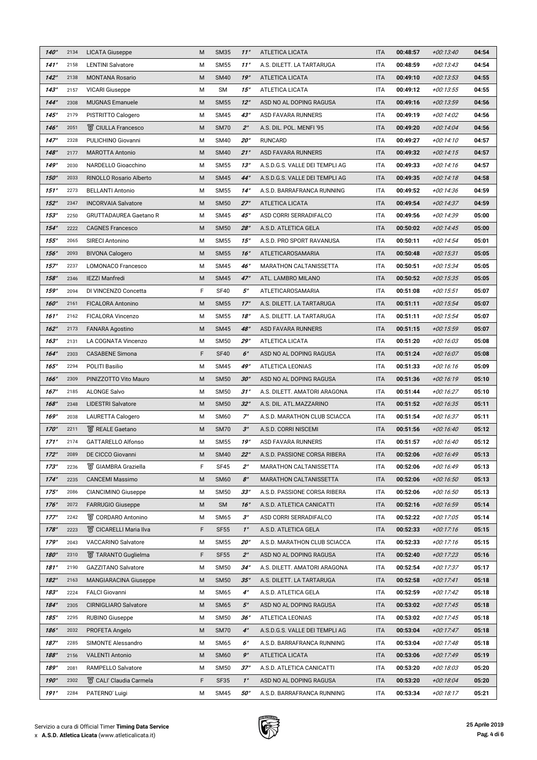| | | | | | | | | | | |
|---|---|---|---|---|---|---|---|---|---|---|
| 140° | 2134 | LICATA Giuseppe | M | SM35 | 11° | ATLETICA LICATA | ITA | 00:48:57 | +00:13:40 | 04:54 |
| 141° | 2158 | LENTINI Salvatore | M | SM55 | 11° | A.S. DILETT. LA TARTARUGA | ITA | 00:48:59 | +00:13:43 | 04:54 |
| 142° | 2138 | MONTANA Rosario | M | SM40 | 19° | ATLETICA LICATA | ITA | 00:49:10 | +00:13:53 | 04:55 |
| 143° | 2157 | VICARI Giuseppe | M | SM | 15° | ATLETICA LICATA | ITA | 00:49:12 | +00:13:55 | 04:55 |
| 144° | 2308 | MUGNAS Emanuele | M | SM55 | 12° | ASD NO AL DOPING RAGUSA | ITA | 00:49:16 | +00:13:59 | 04:56 |
| 145° | 2179 | PISTRITTO Calogero | M | SM45 | 43° | ASD FAVARA RUNNERS | ITA | 00:49:19 | +00:14:02 | 04:56 |
| 146° | 2051 | CIULLA Francesco | M | SM70 | 2° | A.S. DIL. POL. MENFI '95 | ITA | 00:49:20 | +00:14:04 | 04:56 |
| 147° | 2328 | PULICHINO Giovanni | M | SM40 | 20° | RUNCARD | ITA | 00:49:27 | +00:14:10 | 04:57 |
| 148° | 2177 | MAROTTA Antonio | M | SM40 | 21° | ASD FAVARA RUNNERS | ITA | 00:49:32 | +00:14:15 | 04:57 |
| 149° | 2030 | NARDELLO Gioacchino | M | SM55 | 13° | A.S.D.G.S. VALLE DEI TEMPLI AG | ITA | 00:49:33 | +00:14:16 | 04:57 |
| 150° | 2033 | RINOLLO Rosario Alberto | M | SM45 | 44° | A.S.D.G.S. VALLE DEI TEMPLI AG | ITA | 00:49:35 | +00:14:18 | 04:58 |
| 151° | 2273 | BELLANTI Antonio | M | SM55 | 14° | A.S.D. BARRAFRANCA RUNNING | ITA | 00:49:52 | +00:14:36 | 04:59 |
| 152° | 2347 | INCORVAIA Salvatore | M | SM50 | 27° | ATLETICA LICATA | ITA | 00:49:54 | +00:14:37 | 04:59 |
| 153° | 2250 | GRUTTADAUREA Gaetano R | M | SM45 | 45° | ASD CORRI SERRADIFALCO | ITA | 00:49:56 | +00:14:39 | 05:00 |
| 154° | 2222 | CAGNES Francesco | M | SM50 | 28° | A.S.D. ATLETICA GELA | ITA | 00:50:02 | +00:14:45 | 05:00 |
| 155° | 2065 | SIRECI Antonino | M | SM55 | 15° | A.S.D. PRO SPORT RAVANUSA | ITA | 00:50:11 | +00:14:54 | 05:01 |
| 156° | 2093 | BIVONA Calogero | M | SM55 | 16° | ATLETICAROSAMARIA | ITA | 00:50:48 | +00:15:31 | 05:05 |
| 157° | 2237 | LOMONACO Francesco | M | SM45 | 46° | MARATHON CALTANISSETTA | ITA | 00:50:51 | +00:15:34 | 05:05 |
| 158° | 2346 | IEZZI Manfredi | M | SM45 | 47° | ATL. LAMBRO MILANO | ITA | 00:50:52 | +00:15:35 | 05:05 |
| 159° | 2094 | DI VINCENZO Concetta | F | SF40 | 5° | ATLETICAROSAMARIA | ITA | 00:51:08 | +00:15:51 | 05:07 |
| 160° | 2161 | FICALORA Antonino | M | SM55 | 17° | A.S. DILETT. LA TARTARUGA | ITA | 00:51:11 | +00:15:54 | 05:07 |
| 161° | 2162 | FICALORA Vincenzo | M | SM55 | 18° | A.S. DILETT. LA TARTARUGA | ITA | 00:51:11 | +00:15:54 | 05:07 |
| 162° | 2173 | FANARA Agostino | M | SM45 | 48° | ASD FAVARA RUNNERS | ITA | 00:51:15 | +00:15:59 | 05:07 |
| 163° | 2131 | LA COGNATA Vincenzo | M | SM50 | 29° | ATLETICA LICATA | ITA | 00:51:20 | +00:16:03 | 05:08 |
| 164° | 2303 | CASABENE Simona | F | SF40 | 6° | ASD NO AL DOPING RAGUSA | ITA | 00:51:24 | +00:16:07 | 05:08 |
| 165° | 2294 | POLITI Basilio | M | SM45 | 49° | ATLETICA LEONIAS | ITA | 00:51:33 | +00:16:16 | 05:09 |
| 166° | 2309 | PINIZZOTTO Vito Mauro | M | SM50 | 30° | ASD NO AL DOPING RAGUSA | ITA | 00:51:36 | +00:16:19 | 05:10 |
| 167° | 2185 | ALONGE Salvo | M | SM50 | 31° | A.S. DILETT. AMATORI ARAGONA | ITA | 00:51:44 | +00:16:27 | 05:10 |
| 168° | 2348 | LIDESTRI Salvatore | M | SM50 | 32° | A.S. DIL. ATL.MAZZARINO | ITA | 00:51:52 | +00:16:35 | 05:11 |
| 169° | 2038 | LAURETTA Calogero | M | SM60 | 7° | A.S.D. MARATHON CLUB SCIACCA | ITA | 00:51:54 | +00:16:37 | 05:11 |
| 170° | 2211 | REALE Gaetano | M | SM70 | 3° | A.S.D. CORRI NISCEMI | ITA | 00:51:56 | +00:16:40 | 05:12 |
| 171° | 2174 | GATTARELLO Alfonso | M | SM55 | 19° | ASD FAVARA RUNNERS | ITA | 00:51:57 | +00:16:40 | 05:12 |
| 172° | 2089 | DE CICCO Giovanni | M | SM40 | 22° | A.S.D. PASSIONE CORSA RIBERA | ITA | 00:52:06 | +00:16:49 | 05:13 |
| 173° | 2236 | GIAMBRA Graziella | F | SF45 | 2° | MARATHON CALTANISSETTA | ITA | 00:52:06 | +00:16:49 | 05:13 |
| 174° | 2235 | CANCEMI Massimo | M | SM60 | 8° | MARATHON CALTANISSETTA | ITA | 00:52:06 | +00:16:50 | 05:13 |
| 175° | 2086 | CIANCIMINO Giuseppe | M | SM50 | 33° | A.S.D. PASSIONE CORSA RIBERA | ITA | 00:52:06 | +00:16:50 | 05:13 |
| 176° | 2072 | FARRUGIO Giuseppe | M | SM | 16° | A.S.D. ATLETICA CANICATTI | ITA | 00:52:16 | +00:16:59 | 05:14 |
| 177° | 2242 | CORDARO Antonino | M | SM65 | 3° | ASD CORRI SERRADIFALCO | ITA | 00:52:22 | +00:17:05 | 05:14 |
| 178° | 2223 | CICARELLI Maria Ilva | F | SF55 | 1° | A.S.D. ATLETICA GELA | ITA | 00:52:33 | +00:17:16 | 05:15 |
| 179° | 2043 | VACCARINO Salvatore | M | SM55 | 20° | A.S.D. MARATHON CLUB SCIACCA | ITA | 00:52:33 | +00:17:16 | 05:15 |
| 180° | 2310 | TARANTO Guglielma | F | SF55 | 2° | ASD NO AL DOPING RAGUSA | ITA | 00:52:40 | +00:17:23 | 05:16 |
| 181° | 2190 | GAZZITANO Salvatore | M | SM50 | 34° | A.S. DILETT. AMATORI ARAGONA | ITA | 00:52:54 | +00:17:37 | 05:17 |
| 182° | 2163 | MANGIARACINA Giuseppe | M | SM50 | 35° | A.S. DILETT. LA TARTARUGA | ITA | 00:52:58 | +00:17:41 | 05:18 |
| 183° | 2224 | FALCI Giovanni | M | SM65 | 4° | A.S.D. ATLETICA GELA | ITA | 00:52:59 | +00:17:42 | 05:18 |
| 184° | 2305 | CIRNIGLIARO Salvatore | M | SM65 | 5° | ASD NO AL DOPING RAGUSA | ITA | 00:53:02 | +00:17:45 | 05:18 |
| 185° | 2295 | RUBINO Giuseppe | M | SM50 | 36° | ATLETICA LEONIAS | ITA | 00:53:02 | +00:17:45 | 05:18 |
| 186° | 2032 | PROFETA Angelo | M | SM70 | 4° | A.S.D.G.S. VALLE DEI TEMPLI AG | ITA | 00:53:04 | +00:17:47 | 05:18 |
| 187° | 2285 | SIMONTE Alessandro | M | SM65 | 6° | A.S.D. BARRAFRANCA RUNNING | ITA | 00:53:04 | +00:17:48 | 05:18 |
| 188° | 2156 | VALENTI Antonio | M | SM60 | 9° | ATLETICA LICATA | ITA | 00:53:06 | +00:17:49 | 05:19 |
| 189° | 2081 | RAMPELLO Salvatore | M | SM50 | 37° | A.S.D. ATLETICA CANICATTI | ITA | 00:53:20 | +00:18:03 | 05:20 |
| 190° | 2302 | CALI' Claudia Carmela | F | SF35 | 1° | ASD NO AL DOPING RAGUSA | ITA | 00:53:20 | +00:18:04 | 05:20 |
| 191° | 2284 | PATERNO' Luigi | M | SM45 | 50° | A.S.D. BARRAFRANCA RUNNING | ITA | 00:53:34 | +00:18:17 | 05:21 |

Servizio a cura di Official Timer **Timing Data Service**
x **A.S.D. Atletica Licata** (www.atleticalicata.it)

**25 Aprile 2019**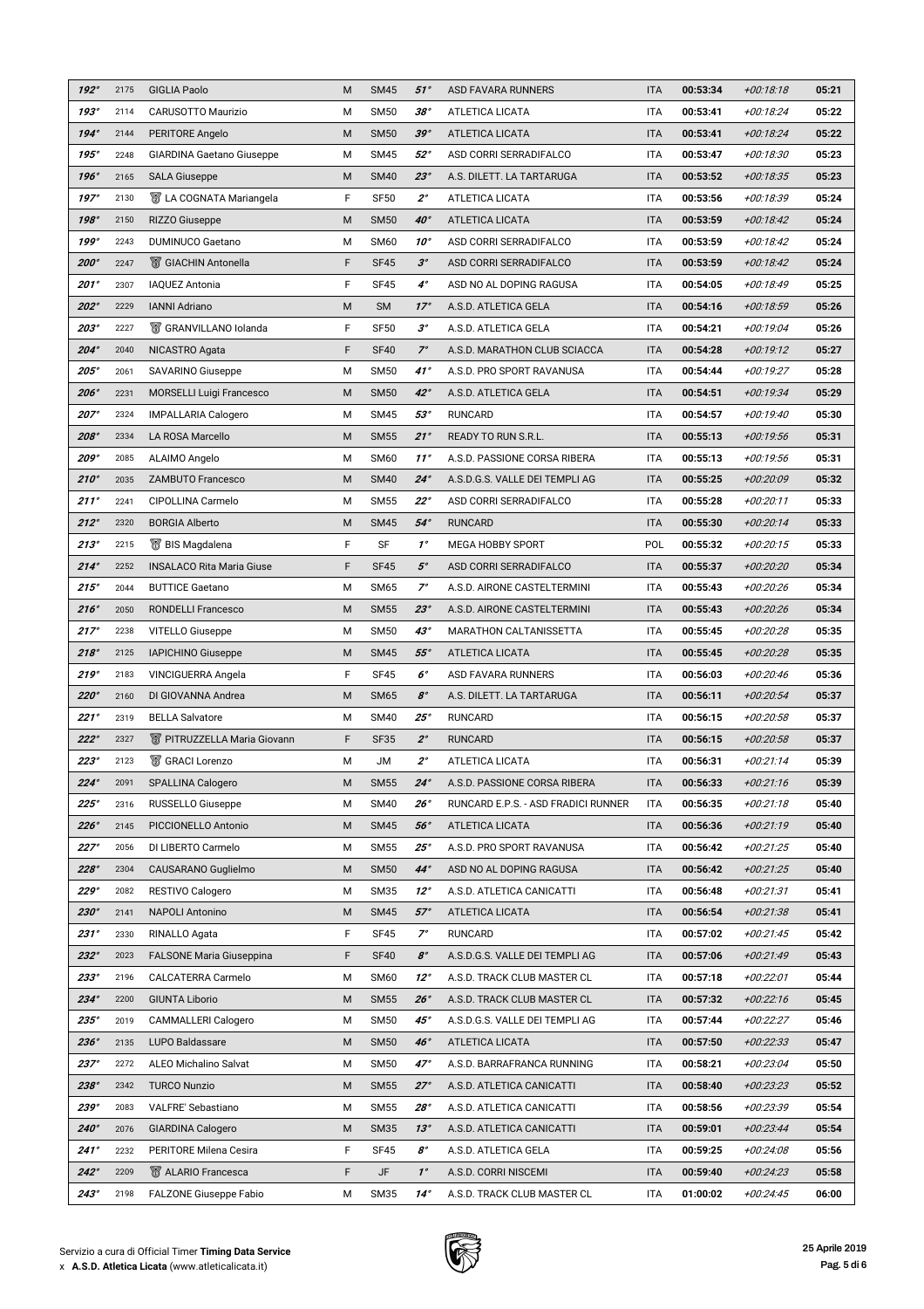| 192° | 2175 | GIGLIA Paolo | M | SM45 | 51° | ASD FAVARA RUNNERS | ITA | 00:53:34 | +00:18:18 | 05:21 |
|---|---|---|---|---|---|---|---|---|---|---|
| 193° | 2114 | CARUSOTTO Maurizio | M | SM50 | 38° | ATLETICA LICATA | ITA | 00:53:41 | +00:18:24 | 05:22 |
| 194° | 2144 | PERITORE Angelo | M | SM50 | 39° | ATLETICA LICATA | ITA | 00:53:41 | +00:18:24 | 05:22 |
| 195° | 2248 | GIARDINA Gaetano Giuseppe | M | SM45 | 52° | ASD CORRI SERRADIFALCO | ITA | 00:53:47 | +00:18:30 | 05:23 |
| 196° | 2165 | SALA Giuseppe | M | SM40 | 23° | A.S. DILETT. LA TARTARUGA | ITA | 00:53:52 | +00:18:35 | 05:23 |
| 197° | 2130 | LA COGNATA Mariangela | F | SF50 | 2° | ATLETICA LICATA | ITA | 00:53:56 | +00:18:39 | 05:24 |
| 198° | 2150 | RIZZO Giuseppe | M | SM50 | 40° | ATLETICA LICATA | ITA | 00:53:59 | +00:18:42 | 05:24 |
| 199° | 2243 | DUMINUCO Gaetano | M | SM60 | 10° | ASD CORRI SERRADIFALCO | ITA | 00:53:59 | +00:18:42 | 05:24 |
| 200° | 2247 | GIACHIN Antonella | F | SF45 | 3° | ASD CORRI SERRADIFALCO | ITA | 00:53:59 | +00:18:42 | 05:24 |
| 201° | 2307 | IAQUEZ Antonia | F | SF45 | 4° | ASD NO AL DOPING RAGUSA | ITA | 00:54:05 | +00:18:49 | 05:25 |
| 202° | 2229 | IANNI Adriano | M | SM | 17° | A.S.D. ATLETICA GELA | ITA | 00:54:16 | +00:18:59 | 05:26 |
| 203° | 2227 | GRANVILLANO Iolanda | F | SF50 | 3° | A.S.D. ATLETICA GELA | ITA | 00:54:21 | +00:19:04 | 05:26 |
| 204° | 2040 | NICASTRO Agata | F | SF40 | 7° | A.S.D. MARATHON CLUB SCIACCA | ITA | 00:54:28 | +00:19:12 | 05:27 |
| 205° | 2061 | SAVARINO Giuseppe | M | SM50 | 41° | A.S.D. PRO SPORT RAVANUSA | ITA | 00:54:44 | +00:19:27 | 05:28 |
| 206° | 2231 | MORSELLI Luigi Francesco | M | SM50 | 42° | A.S.D. ATLETICA GELA | ITA | 00:54:51 | +00:19:34 | 05:29 |
| 207° | 2324 | IMPALLARIA Calogero | M | SM45 | 53° | RUNCARD | ITA | 00:54:57 | +00:19:40 | 05:30 |
| 208° | 2334 | LA ROSA Marcello | M | SM55 | 21° | READY TO RUN S.R.L. | ITA | 00:55:13 | +00:19:56 | 05:31 |
| 209° | 2085 | ALAIMO Angelo | M | SM60 | 11° | A.S.D. PASSIONE CORSA RIBERA | ITA | 00:55:13 | +00:19:56 | 05:31 |
| 210° | 2035 | ZAMBUTO Francesco | M | SM40 | 24° | A.S.D.G.S. VALLE DEI TEMPLI AG | ITA | 00:55:25 | +00:20:09 | 05:32 |
| 211° | 2241 | CIPOLLINA Carmelo | M | SM55 | 22° | ASD CORRI SERRADIFALCO | ITA | 00:55:28 | +00:20:11 | 05:33 |
| 212° | 2320 | BORGIA Alberto | M | SM45 | 54° | RUNCARD | ITA | 00:55:30 | +00:20:14 | 05:33 |
| 213° | 2215 | BIS Magdalena | F | SF | 1° | MEGA HOBBY SPORT | POL | 00:55:32 | +00:20:15 | 05:33 |
| 214° | 2252 | INSALACO Rita Maria Giuse | F | SF45 | 5° | ASD CORRI SERRADIFALCO | ITA | 00:55:37 | +00:20:20 | 05:34 |
| 215° | 2044 | BUTTICE Gaetano | M | SM65 | 7° | A.S.D. AIRONE CASTELTERMINI | ITA | 00:55:43 | +00:20:26 | 05:34 |
| 216° | 2050 | RONDELLI Francesco | M | SM55 | 23° | A.S.D. AIRONE CASTELTERMINI | ITA | 00:55:43 | +00:20:26 | 05:34 |
| 217° | 2238 | VITELLO Giuseppe | M | SM50 | 43° | MARATHON CALTANISSETTA | ITA | 00:55:45 | +00:20:28 | 05:35 |
| 218° | 2125 | IAPICHINO Giuseppe | M | SM45 | 55° | ATLETICA LICATA | ITA | 00:55:45 | +00:20:28 | 05:35 |
| 219° | 2183 | VINCIGUERRA Angela | F | SF45 | 6° | ASD FAVARA RUNNERS | ITA | 00:56:03 | +00:20:46 | 05:36 |
| 220° | 2160 | DI GIOVANNA Andrea | M | SM65 | 8° | A.S. DILETT. LA TARTARUGA | ITA | 00:56:11 | +00:20:54 | 05:37 |
| 221° | 2319 | BELLA Salvatore | M | SM40 | 25° | RUNCARD | ITA | 00:56:15 | +00:20:58 | 05:37 |
| 222° | 2327 | PITRUZZELLA Maria Giovann | F | SF35 | 2° | RUNCARD | ITA | 00:56:15 | +00:20:58 | 05:37 |
| 223° | 2123 | GRACI Lorenzo | M | JM | 2° | ATLETICA LICATA | ITA | 00:56:31 | +00:21:14 | 05:39 |
| 224° | 2091 | SPALLINA Calogero | M | SM55 | 24° | A.S.D. PASSIONE CORSA RIBERA | ITA | 00:56:33 | +00:21:16 | 05:39 |
| 225° | 2316 | RUSSELLO Giuseppe | M | SM40 | 26° | RUNCARD E.P.S. - ASD FRADICI RUNNER | ITA | 00:56:35 | +00:21:18 | 05:40 |
| 226° | 2145 | PICCIONELLO Antonio | M | SM45 | 56° | ATLETICA LICATA | ITA | 00:56:36 | +00:21:19 | 05:40 |
| 227° | 2056 | DI LIBERTO Carmelo | M | SM55 | 25° | A.S.D. PRO SPORT RAVANUSA | ITA | 00:56:42 | +00:21:25 | 05:40 |
| 228° | 2304 | CAUSARANO Guglielmo | M | SM50 | 44° | ASD NO AL DOPING RAGUSA | ITA | 00:56:42 | +00:21:25 | 05:40 |
| 229° | 2082 | RESTIVO Calogero | M | SM35 | 12° | A.S.D. ATLETICA CANICATTI | ITA | 00:56:48 | +00:21:31 | 05:41 |
| 230° | 2141 | NAPOLI Antonino | M | SM45 | 57° | ATLETICA LICATA | ITA | 00:56:54 | +00:21:38 | 05:41 |
| 231° | 2330 | RINALLO Agata | F | SF45 | 7° | RUNCARD | ITA | 00:57:02 | +00:21:45 | 05:42 |
| 232° | 2023 | FALSONE Maria Giuseppina | F | SF40 | 8° | A.S.D.G.S. VALLE DEI TEMPLI AG | ITA | 00:57:06 | +00:21:49 | 05:43 |
| 233° | 2196 | CALCATERRA Carmelo | M | SM60 | 12° | A.S.D. TRACK CLUB MASTER CL | ITA | 00:57:18 | +00:22:01 | 05:44 |
| 234° | 2200 | GIUNTA Liborio | M | SM55 | 26° | A.S.D. TRACK CLUB MASTER CL | ITA | 00:57:32 | +00:22:16 | 05:45 |
| 235° | 2019 | CAMMALLERI Calogero | M | SM50 | 45° | A.S.D.G.S. VALLE DEI TEMPLI AG | ITA | 00:57:44 | +00:22:27 | 05:46 |
| 236° | 2135 | LUPO Baldassare | M | SM50 | 46° | ATLETICA LICATA | ITA | 00:57:50 | +00:22:33 | 05:47 |
| 237° | 2272 | ALEO Michalino Salvat | M | SM50 | 47° | A.S.D. BARRAFRANCA RUNNING | ITA | 00:58:21 | +00:23:04 | 05:50 |
| 238° | 2342 | TURCO Nunzio | M | SM55 | 27° | A.S.D. ATLETICA CANICATTI | ITA | 00:58:40 | +00:23:23 | 05:52 |
| 239° | 2083 | VALFRE' Sebastiano | M | SM55 | 28° | A.S.D. ATLETICA CANICATTI | ITA | 00:58:56 | +00:23:39 | 05:54 |
| 240° | 2076 | GIARDINA Calogero | M | SM35 | 13° | A.S.D. ATLETICA CANICATTI | ITA | 00:59:01 | +00:23:44 | 05:54 |
| 241° | 2232 | PERITORE Milena Cesira | F | SF45 | 8° | A.S.D. ATLETICA GELA | ITA | 00:59:25 | +00:24:08 | 05:56 |
| 242° | 2209 | ALARIO Francesca | F | JF | 1° | A.S.D. CORRI NISCEMI | ITA | 00:59:40 | +00:24:23 | 05:58 |
| 243° | 2198 | FALZONE Giuseppe Fabio | M | SM35 | 14° | A.S.D. TRACK CLUB MASTER CL | ITA | 01:00:02 | +00:24:45 | 06:00 |

Servizio a cura di Official Timer **Timing Data Service**
x **A.S.D. Atletica Licata** (www.atleticalicata.it)

**25 Aprile 2019**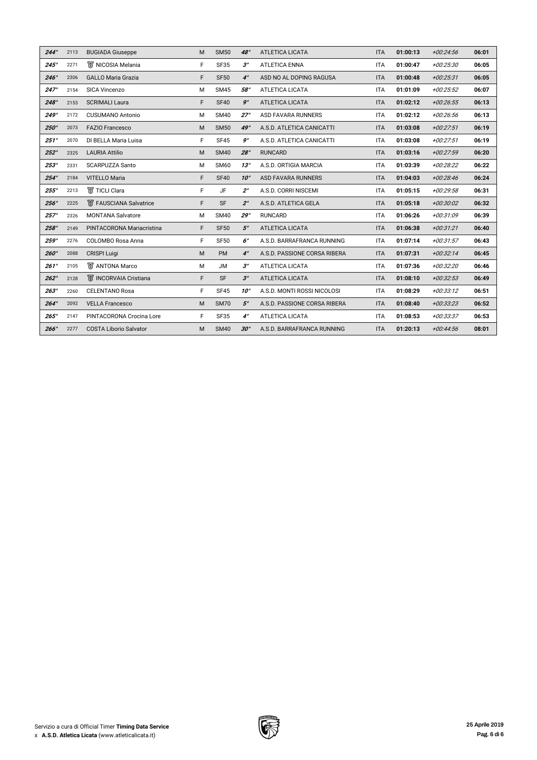| | | | | | | | | | | |
|---|---|---|---|---|---|---|---|---|---|---|
| *244°* | 2113 | BUGIADA Giuseppe | M | SM50 | *48°* | ATLETICA LICATA | ITA | **01:00:13** | *+00:24:56* | **06:01** |
| *245°* | 2271 | NICOSIA Melania | F | SF35 | *3°* | ATLETICA ENNA | ITA | **01:00:47** | *+00:25:30* | **06:05** |
| *246°* | 2306 | GALLO Maria Grazia | F | SF50 | *4°* | ASD NO AL DOPING RAGUSA | ITA | **01:00:48** | *+00:25:31* | **06:05** |
| *247°* | 2154 | SICA Vincenzo | M | SM45 | *58°* | ATLETICA LICATA | ITA | **01:01:09** | *+00:25:52* | **06:07** |
| *248°* | 2153 | SCRIMALI Laura | F | SF40 | *9°* | ATLETICA LICATA | ITA | **01:02:12** | *+00:26:55* | **06:13** |
| *249°* | 2172 | CUSUMANO Antonio | M | SM40 | *27°* | ASD FAVARA RUNNERS | ITA | **01:02:12** | *+00:26:56* | **06:13** |
| *250°* | 2073 | FAZIO Francesco | M | SM50 | *49°* | A.S.D. ATLETICA CANICATTI | ITA | **01:03:08** | *+00:27:51* | **06:19** |
| *251°* | 2070 | DI BELLA Maria Luisa | F | SF45 | *9°* | A.S.D. ATLETICA CANICATTI | ITA | **01:03:08** | *+00:27:51* | **06:19** |
| *252°* | 2325 | LAURIA Attilio | M | SM40 | *28°* | RUNCARD | ITA | **01:03:16** | *+00:27:59* | **06:20** |
| *253°* | 2331 | SCARPUZZA Santo | M | SM60 | *13°* | A.S.D. ORTIGIA MARCIA | ITA | **01:03:39** | *+00:28:22* | **06:22** |
| *254°* | 2184 | VITELLO Maria | F | SF40 | *10°* | ASD FAVARA RUNNERS | ITA | **01:04:03** | *+00:28:46* | **06:24** |
| *255°* | 2213 | TICLI Clara | F | JF | *2°* | A.S.D. CORRI NISCEMI | ITA | **01:05:15** | *+00:29:58* | **06:31** |
| *256°* | 2225 | FAUSCIANA Salvatrice | F | SF | *2°* | A.S.D. ATLETICA GELA | ITA | **01:05:18** | *+00:30:02* | **06:32** |
| *257°* | 2326 | MONTANA Salvatore | M | SM40 | *29°* | RUNCARD | ITA | **01:06:26** | *+00:31:09* | **06:39** |
| *258°* | 2149 | PINTACORONA Mariacristina | F | SF50 | *5°* | ATLETICA LICATA | ITA | **01:06:38** | *+00:31:21* | **06:40** |
| *259°* | 2276 | COLOMBO Rosa Anna | F | SF50 | *6°* | A.S.D. BARRAFRANCA RUNNING | ITA | **01:07:14** | *+00:31:57* | **06:43** |
| *260°* | 2088 | CRISPI Luigi | M | PM | *4°* | A.S.D. PASSIONE CORSA RIBERA | ITA | **01:07:31** | *+00:32:14* | **06:45** |
| *261°* | 2105 | ANTONA Marco | M | JM | *3°* | ATLETICA LICATA | ITA | **01:07:36** | *+00:32:20* | **06:46** |
| *262°* | 2128 | INCORVAIA Cristiana | F | SF | *3°* | ATLETICA LICATA | ITA | **01:08:10** | *+00:32:53* | **06:49** |
| *263°* | 2260 | CELENTANO Rosa | F | SF45 | *10°* | A.S.D. MONTI ROSSI NICOLOSI | ITA | **01:08:29** | *+00:33:12* | **06:51** |
| *264°* | 2092 | VELLA Francesco | M | SM70 | *5°* | A.S.D. PASSIONE CORSA RIBERA | ITA | **01:08:40** | *+00:33:23* | **06:52** |
| *265°* | 2147 | PINTACORONA Crocina Lore | F | SF35 | *4°* | ATLETICA LICATA | ITA | **01:08:53** | *+00:33:37* | **06:53** |
| *266°* | 2277 | COSTA Liborio Salvator | M | SM40 | *30°* | A.S.D. BARRAFRANCA RUNNING | ITA | **01:20:13** | *+00:44:56* | **08:01** |

Servizio a cura di Official Timer **Timing Data Service**
x **A.S.D. Atletica Licata** (www.atleticalicata.it)

**25 Aprile 2019**